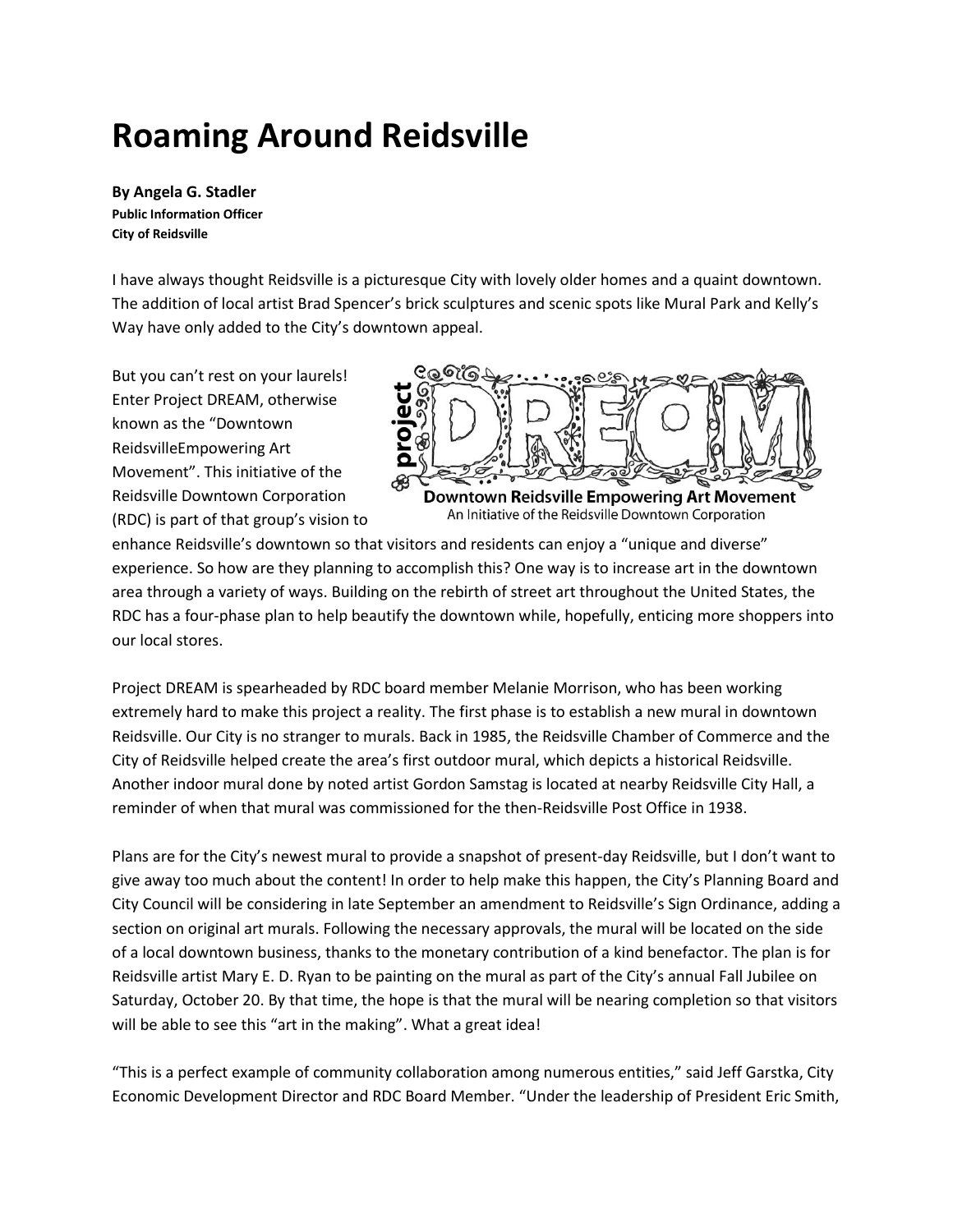# Roaming Around Reidsville

**By Angela G. Stadler**
**Public Information Officer**
**City of Reidsville**

I have always thought Reidsville is a picturesque City with lovely older homes and a quaint downtown. The addition of local artist Brad Spencer's brick sculptures and scenic spots like Mural Park and Kelly's Way have only added to the City's downtown appeal.

But you can't rest on your laurels! Enter Project DREAM, otherwise known as the "Downtown ReidsvilleEmpowering Art Movement". This initiative of the Reidsville Downtown Corporation (RDC) is part of that group's vision to enhance Reidsville's downtown so that visitors and residents can enjoy a "unique and diverse" experience. So how are they planning to accomplish this? One way is to increase art in the downtown area through a variety of ways. Building on the rebirth of street art throughout the United States, the RDC has a four-phase plan to help beautify the downtown while, hopefully, enticing more shoppers into our local stores.

project DREAM
Downtown Reidsville Empowering Art Movement
An Initiative of the Reidsville Downtown Corporation

Project DREAM is spearheaded by RDC board member Melanie Morrison, who has been working extremely hard to make this project a reality. The first phase is to establish a new mural in downtown Reidsville. Our City is no stranger to murals. Back in 1985, the Reidsville Chamber of Commerce and the City of Reidsville helped create the area's first outdoor mural, which depicts a historical Reidsville. Another indoor mural done by noted artist Gordon Samstag is located at nearby Reidsville City Hall, a reminder of when that mural was commissioned for the then-Reidsville Post Office in 1938.

Plans are for the City's newest mural to provide a snapshot of present-day Reidsville, but I don't want to give away too much about the content! In order to help make this happen, the City's Planning Board and City Council will be considering in late September an amendment to Reidsville's Sign Ordinance, adding a section on original art murals. Following the necessary approvals, the mural will be located on the side of a local downtown business, thanks to the monetary contribution of a kind benefactor. The plan is for Reidsville artist Mary E. D. Ryan to be painting on the mural as part of the City's annual Fall Jubilee on Saturday, October 20. By that time, the hope is that the mural will be nearing completion so that visitors will be able to see this "art in the making". What a great idea!

"This is a perfect example of community collaboration among numerous entities," said Jeff Garstka, City Economic Development Director and RDC Board Member. "Under the leadership of President Eric Smith,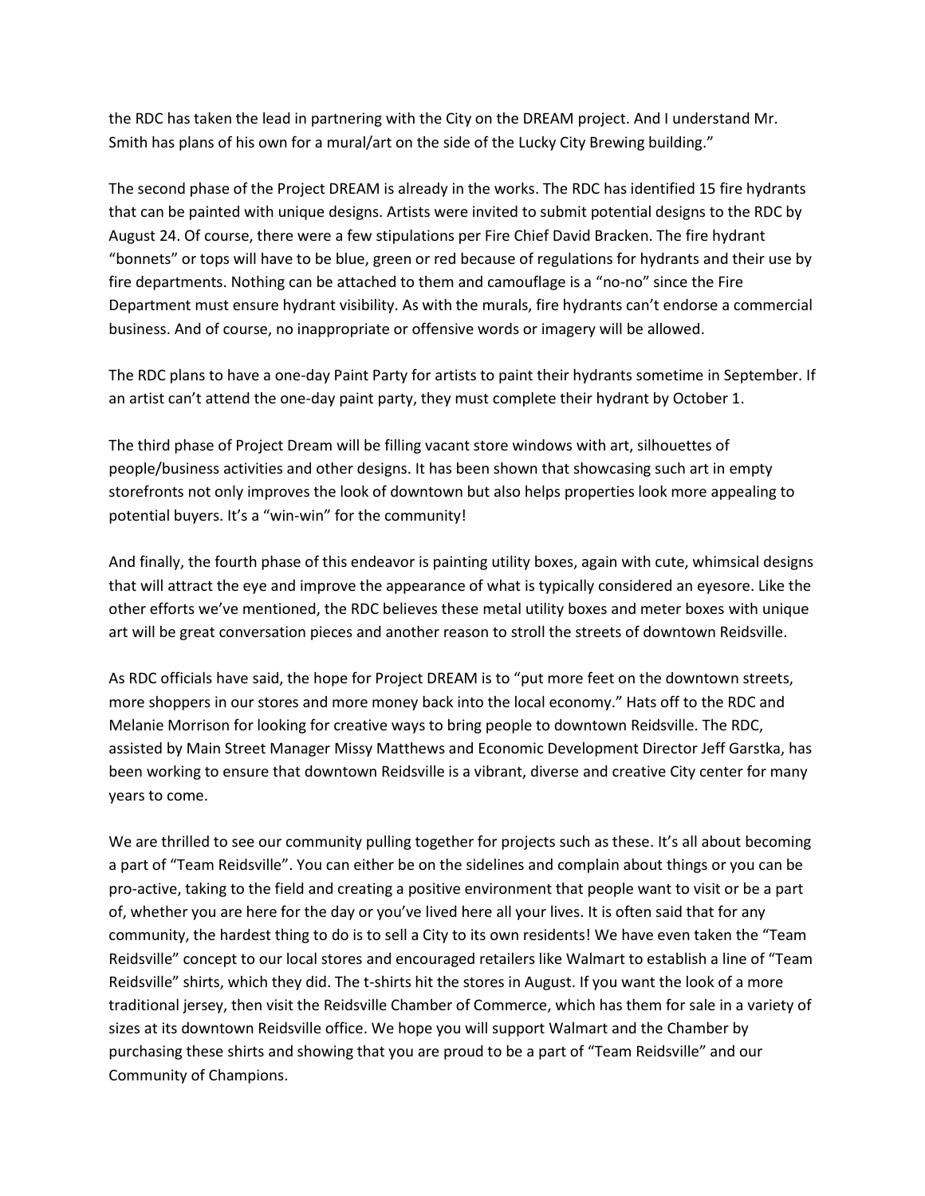the RDC has taken the lead in partnering with the City on the DREAM project. And I understand Mr. Smith has plans of his own for a mural/art on the side of the Lucky City Brewing building."

The second phase of the Project DREAM is already in the works. The RDC has identified 15 fire hydrants that can be painted with unique designs. Artists were invited to submit potential designs to the RDC by August 24. Of course, there were a few stipulations per Fire Chief David Bracken. The fire hydrant "bonnets" or tops will have to be blue, green or red because of regulations for hydrants and their use by fire departments. Nothing can be attached to them and camouflage is a "no-no" since the Fire Department must ensure hydrant visibility. As with the murals, fire hydrants can't endorse a commercial business. And of course, no inappropriate or offensive words or imagery will be allowed.

The RDC plans to have a one-day Paint Party for artists to paint their hydrants sometime in September. If an artist can't attend the one-day paint party, they must complete their hydrant by October 1.

The third phase of Project Dream will be filling vacant store windows with art, silhouettes of people/business activities and other designs. It has been shown that showcasing such art in empty storefronts not only improves the look of downtown but also helps properties look more appealing to potential buyers. It's a "win-win" for the community!

And finally, the fourth phase of this endeavor is painting utility boxes, again with cute, whimsical designs that will attract the eye and improve the appearance of what is typically considered an eyesore. Like the other efforts we've mentioned, the RDC believes these metal utility boxes and meter boxes with unique art will be great conversation pieces and another reason to stroll the streets of downtown Reidsville.

As RDC officials have said, the hope for Project DREAM is to "put more feet on the downtown streets, more shoppers in our stores and more money back into the local economy." Hats off to the RDC and Melanie Morrison for looking for creative ways to bring people to downtown Reidsville. The RDC, assisted by Main Street Manager Missy Matthews and Economic Development Director Jeff Garstka, has been working to ensure that downtown Reidsville is a vibrant, diverse and creative City center for many years to come.

We are thrilled to see our community pulling together for projects such as these. It's all about becoming a part of "Team Reidsville". You can either be on the sidelines and complain about things or you can be pro-active, taking to the field and creating a positive environment that people want to visit or be a part of, whether you are here for the day or you've lived here all your lives. It is often said that for any community, the hardest thing to do is to sell a City to its own residents! We have even taken the "Team Reidsville" concept to our local stores and encouraged retailers like Walmart to establish a line of "Team Reidsville" shirts, which they did. The t-shirts hit the stores in August. If you want the look of a more traditional jersey, then visit the Reidsville Chamber of Commerce, which has them for sale in a variety of sizes at its downtown Reidsville office. We hope you will support Walmart and the Chamber by purchasing these shirts and showing that you are proud to be a part of "Team Reidsville" and our Community of Champions.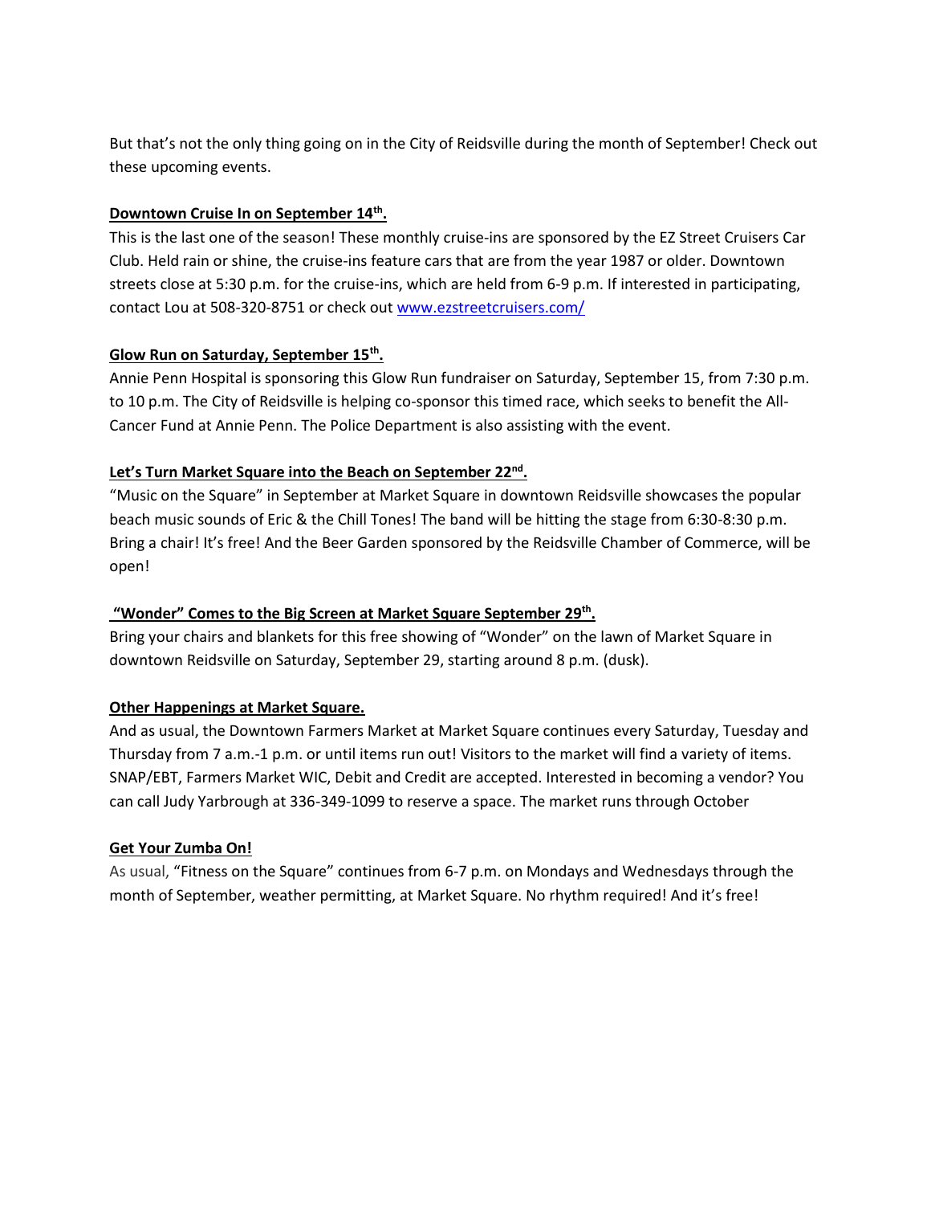But that's not the only thing going on in the City of Reidsville during the month of September! Check out these upcoming events.

**Downtown Cruise In on September 14th.**

This is the last one of the season! These monthly cruise-ins are sponsored by the EZ Street Cruisers Car Club. Held rain or shine, the cruise-ins feature cars that are from the year 1987 or older. Downtown streets close at 5:30 p.m. for the cruise-ins, which are held from 6-9 p.m. If interested in participating, contact Lou at 508-320-8751 or check out [www.ezstreetcruisers.com/](www.ezstreetcruisers.com/)

**Glow Run on Saturday, September 15th.**

Annie Penn Hospital is sponsoring this Glow Run fundraiser on Saturday, September 15, from 7:30 p.m. to 10 p.m. The City of Reidsville is helping co-sponsor this timed race, which seeks to benefit the All-Cancer Fund at Annie Penn. The Police Department is also assisting with the event.

**Let's Turn Market Square into the Beach on September 22nd.**

"Music on the Square" in September at Market Square in downtown Reidsville showcases the popular beach music sounds of Eric & the Chill Tones! The band will be hitting the stage from 6:30-8:30 p.m. Bring a chair! It's free! And the Beer Garden sponsored by the Reidsville Chamber of Commerce, will be open!

**"Wonder" Comes to the Big Screen at Market Square September 29th.**

Bring your chairs and blankets for this free showing of "Wonder" on the lawn of Market Square in downtown Reidsville on Saturday, September 29, starting around 8 p.m. (dusk).

**Other Happenings at Market Square.**

And as usual, the Downtown Farmers Market at Market Square continues every Saturday, Tuesday and Thursday from 7 a.m.-1 p.m. or until items run out! Visitors to the market will find a variety of items. SNAP/EBT, Farmers Market WIC, Debit and Credit are accepted. Interested in becoming a vendor? You can call Judy Yarbrough at 336-349-1099 to reserve a space. The market runs through October

**Get Your Zumba On!**

As usual, "Fitness on the Square" continues from 6-7 p.m. on Mondays and Wednesdays through the month of September, weather permitting, at Market Square. No rhythm required! And it's free!